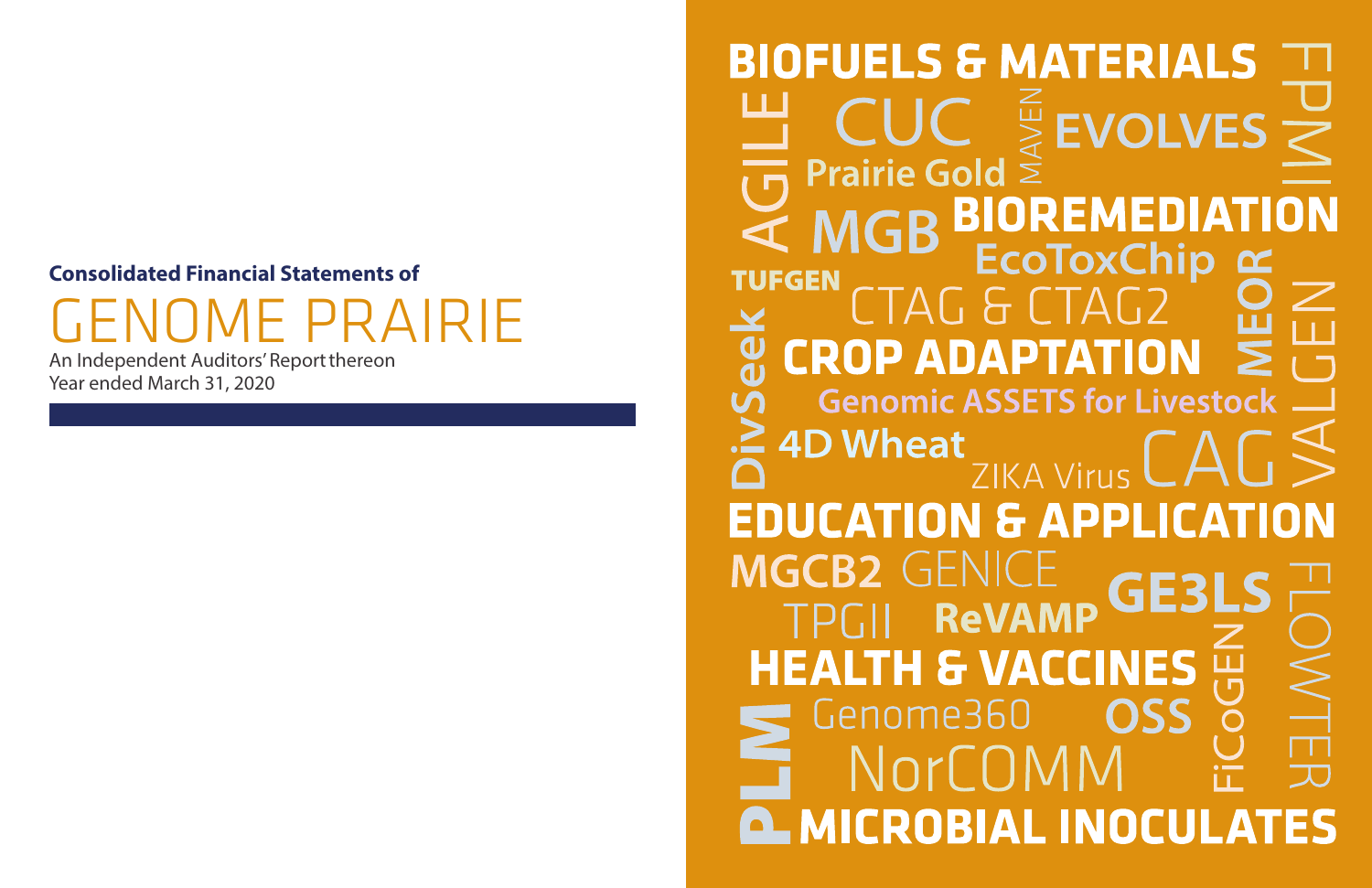**Consolidated Financial Statements of**

# GENOME PRAIRIE

An Independent Auditors' Report thereon
Year ended March 31, 2020

BIOFUELS & MATERIALS

FPMI

AGILE

CUC

MAVEN

EVOLVES

Prairie Gold

MGB

BIOREMEDIATION

EcoToxChip

TUFGEN

CTAG & CTAG2

MEOR

DivSeek

CROP ADAPTATION

VALGEN

Genomic ASSETS for Livestock

4D Wheat

ZIKA Virus

CAG

EDUCATION & APPLICATION

MGCB2

GENICE

GE3LS

TPGII

ReVAMP

FLOWTER

HEALTH & VACCINES

FiCoGEN

PLM

Genome360

OSS

NorCOMM

MICROBIAL INOCULATES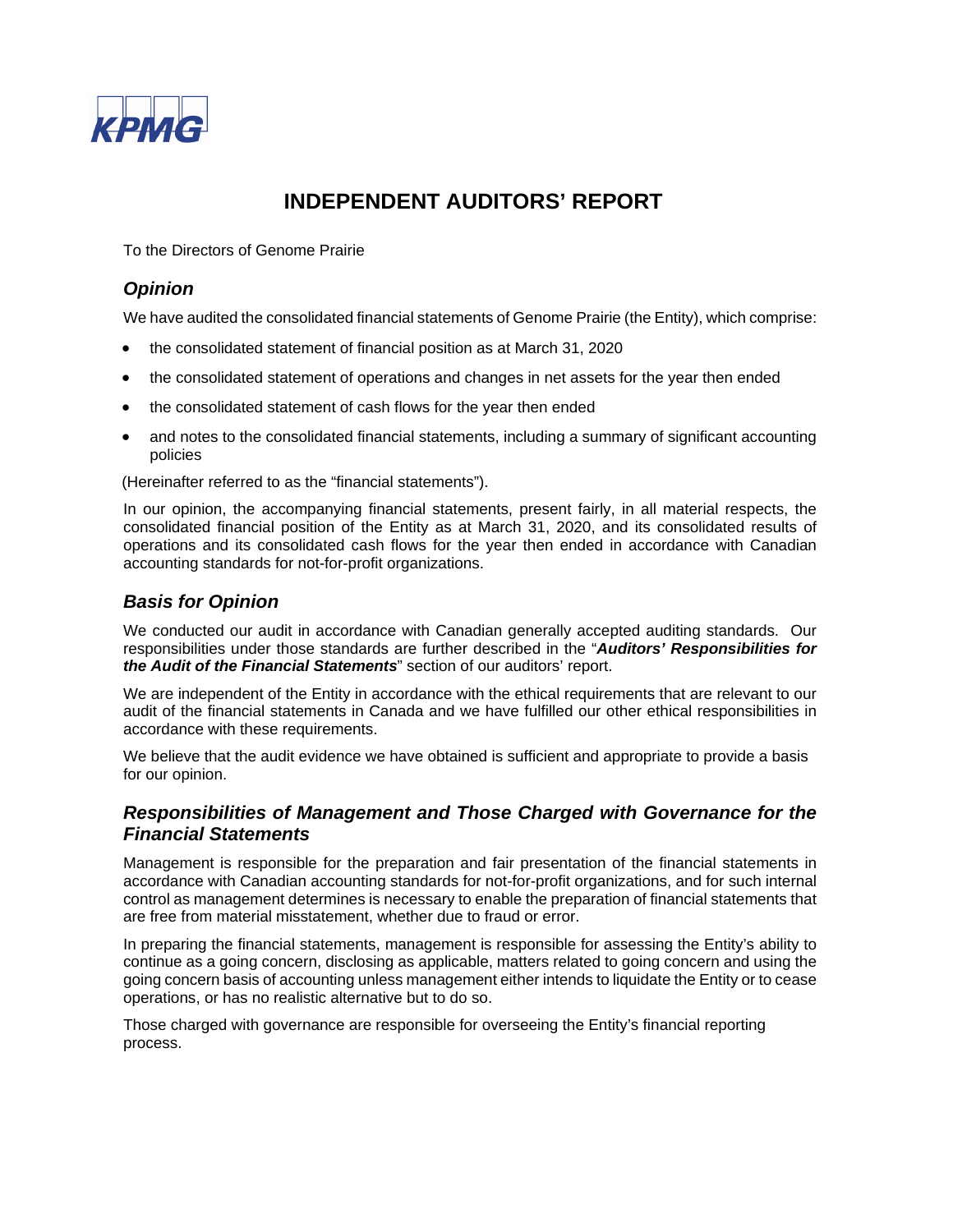KPMG

# INDEPENDENT AUDITORS' REPORT

To the Directors of Genome Prairie

## *Opinion*

We have audited the consolidated financial statements of Genome Prairie (the Entity), which comprise:

- the consolidated statement of financial position as at March 31, 2020
- the consolidated statement of operations and changes in net assets for the year then ended
- the consolidated statement of cash flows for the year then ended
- and notes to the consolidated financial statements, including a summary of significant accounting policies

(Hereinafter referred to as the "financial statements").

In our opinion, the accompanying financial statements, present fairly, in all material respects, the consolidated financial position of the Entity as at March 31, 2020, and its consolidated results of operations and its consolidated cash flows for the year then ended in accordance with Canadian accounting standards for not-for-profit organizations.

## *Basis for Opinion*

We conducted our audit in accordance with Canadian generally accepted auditing standards. Our responsibilities under those standards are further described in the "***Auditors' Responsibilities for the Audit of the Financial Statements***" section of our auditors' report.

We are independent of the Entity in accordance with the ethical requirements that are relevant to our audit of the financial statements in Canada and we have fulfilled our other ethical responsibilities in accordance with these requirements.

We believe that the audit evidence we have obtained is sufficient and appropriate to provide a basis for our opinion.

## *Responsibilities of Management and Those Charged with Governance for the Financial Statements*

Management is responsible for the preparation and fair presentation of the financial statements in accordance with Canadian accounting standards for not-for-profit organizations, and for such internal control as management determines is necessary to enable the preparation of financial statements that are free from material misstatement, whether due to fraud or error.

In preparing the financial statements, management is responsible for assessing the Entity's ability to continue as a going concern, disclosing as applicable, matters related to going concern and using the going concern basis of accounting unless management either intends to liquidate the Entity or to cease operations, or has no realistic alternative but to do so.

Those charged with governance are responsible for overseeing the Entity's financial reporting process.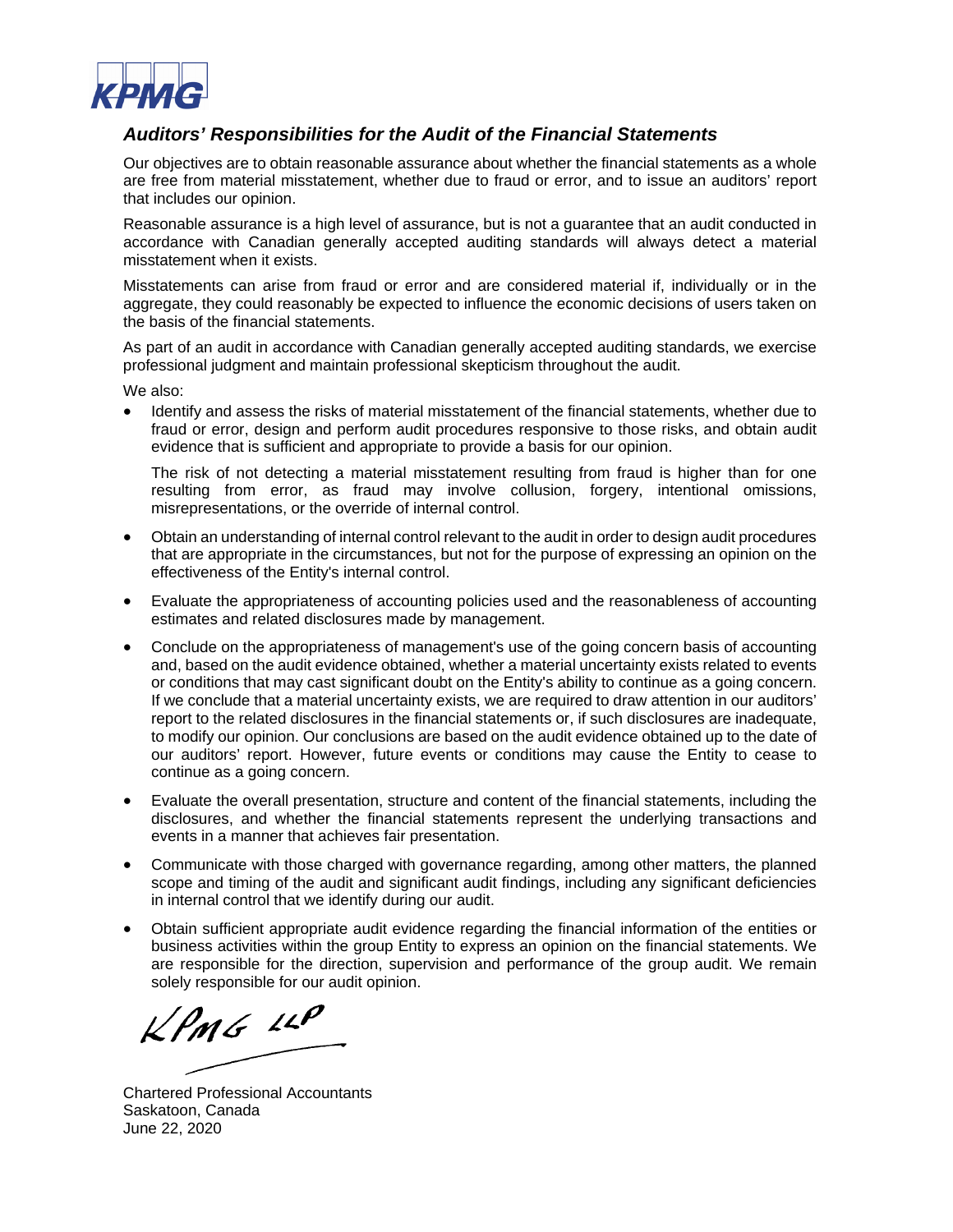## *Auditors' Responsibilities for the Audit of the Financial Statements*

Our objectives are to obtain reasonable assurance about whether the financial statements as a whole are free from material misstatement, whether due to fraud or error, and to issue an auditors' report that includes our opinion.

Reasonable assurance is a high level of assurance, but is not a guarantee that an audit conducted in accordance with Canadian generally accepted auditing standards will always detect a material misstatement when it exists.

Misstatements can arise from fraud or error and are considered material if, individually or in the aggregate, they could reasonably be expected to influence the economic decisions of users taken on the basis of the financial statements.

As part of an audit in accordance with Canadian generally accepted auditing standards, we exercise professional judgment and maintain professional skepticism throughout the audit.

We also:

- Identify and assess the risks of material misstatement of the financial statements, whether due to fraud or error, design and perform audit procedures responsive to those risks, and obtain audit evidence that is sufficient and appropriate to provide a basis for our opinion.

  The risk of not detecting a material misstatement resulting from fraud is higher than for one resulting from error, as fraud may involve collusion, forgery, intentional omissions, misrepresentations, or the override of internal control.

- Obtain an understanding of internal control relevant to the audit in order to design audit procedures that are appropriate in the circumstances, but not for the purpose of expressing an opinion on the effectiveness of the Entity's internal control.

- Evaluate the appropriateness of accounting policies used and the reasonableness of accounting estimates and related disclosures made by management.

- Conclude on the appropriateness of management's use of the going concern basis of accounting and, based on the audit evidence obtained, whether a material uncertainty exists related to events or conditions that may cast significant doubt on the Entity's ability to continue as a going concern. If we conclude that a material uncertainty exists, we are required to draw attention in our auditors' report to the related disclosures in the financial statements or, if such disclosures are inadequate, to modify our opinion. Our conclusions are based on the audit evidence obtained up to the date of our auditors' report. However, future events or conditions may cause the Entity to cease to continue as a going concern.

- Evaluate the overall presentation, structure and content of the financial statements, including the disclosures, and whether the financial statements represent the underlying transactions and events in a manner that achieves fair presentation.

- Communicate with those charged with governance regarding, among other matters, the planned scope and timing of the audit and significant audit findings, including any significant deficiencies in internal control that we identify during our audit.

- Obtain sufficient appropriate audit evidence regarding the financial information of the entities or business activities within the group Entity to express an opinion on the financial statements. We are responsible for the direction, supervision and performance of the group audit. We remain solely responsible for our audit opinion.

KPMG LLP

Chartered Professional Accountants
Saskatoon, Canada
June 22, 2020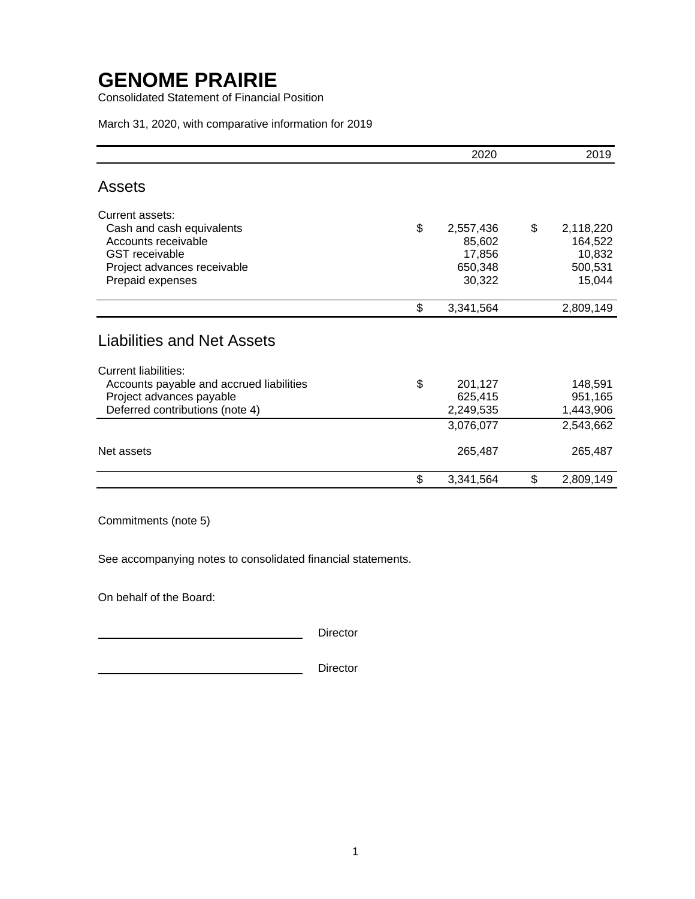# GENOME PRAIRIE

Consolidated Statement of Financial Position

March 31, 2020, with comparative information for 2019

| | 2020 | 2019 |
|---|---|---|
| **Assets** | | |
| Current assets: | | |
| Cash and cash equivalents | $ 2,557,436 | $ 2,118,220 |
| Accounts receivable | 85,602 | 164,522 |
| GST receivable | 17,856 | 10,832 |
| Project advances receivable | 650,348 | 500,531 |
| Prepaid expenses | 30,322 | 15,044 |
| | $ 3,341,564 | 2,809,149 |
| **Liabilities and Net Assets** | | |
| Current liabilities: | | |
| Accounts payable and accrued liabilities | $ 201,127 | 148,591 |
| Project advances payable | 625,415 | 951,165 |
| Deferred contributions (note 4) | 2,249,535 | 1,443,906 |
| | 3,076,077 | 2,543,662 |
| Net assets | 265,487 | 265,487 |
| | $ 3,341,564 | $ 2,809,149 |

Commitments (note 5)

See accompanying notes to consolidated financial statements.

On behalf of the Board:

\_\_\_\_\_\_\_\_\_\_\_\_\_\_\_\_\_\_\_\_\_\_\_\_\_\_\_\_ Director

\_\_\_\_\_\_\_\_\_\_\_\_\_\_\_\_\_\_\_\_\_\_\_\_\_\_\_\_ Director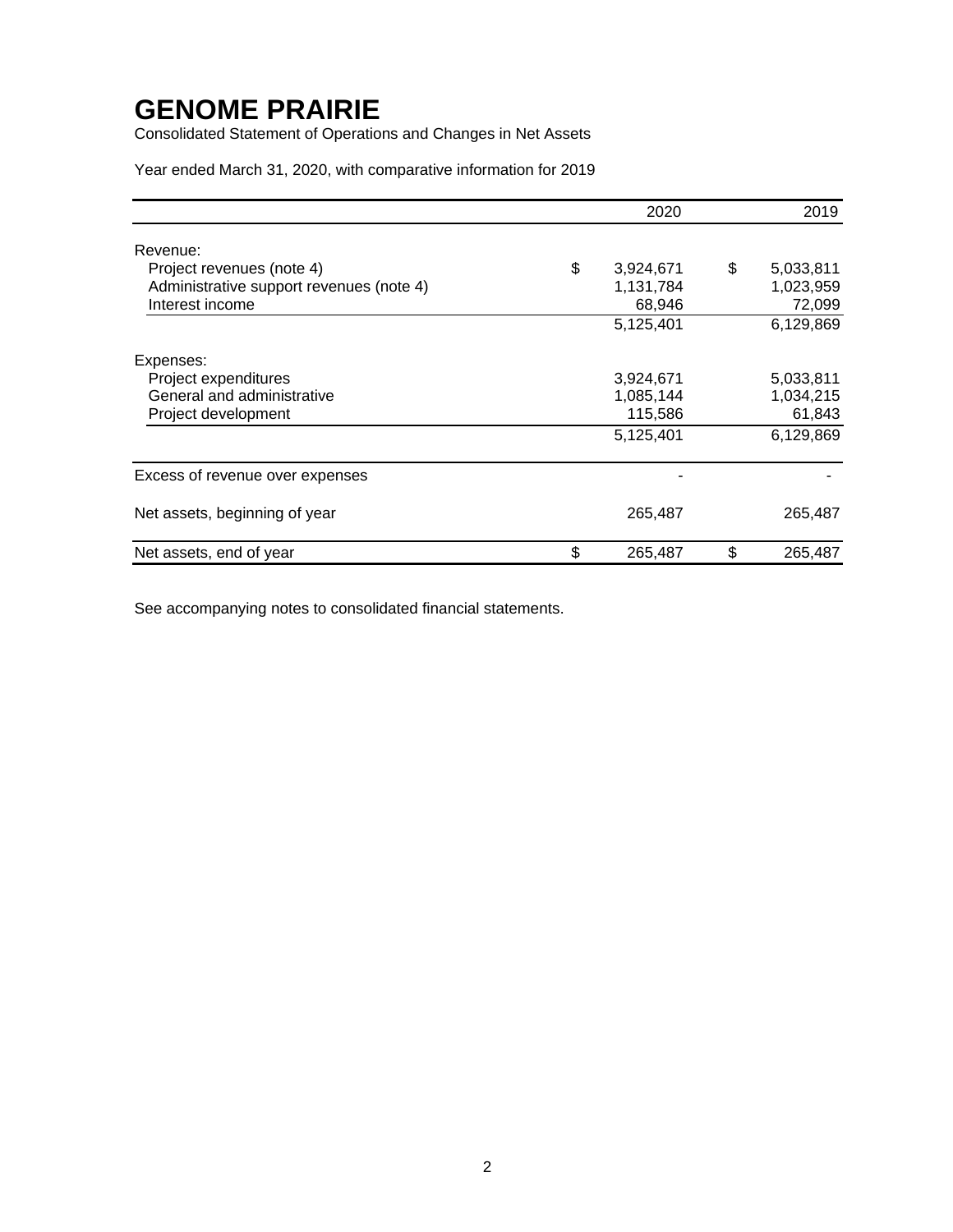# GENOME PRAIRIE

Consolidated Statement of Operations and Changes in Net Assets

Year ended March 31, 2020, with comparative information for 2019

| | 2020 | 2019 |
|---|---|---|
| Revenue: | | |
| Project revenues (note 4) | $ 3,924,671 | $ 5,033,811 |
| Administrative support revenues (note 4) | 1,131,784 | 1,023,959 |
| Interest income | 68,946 | 72,099 |
| | 5,125,401 | 6,129,869 |
| Expenses: | | |
| Project expenditures | 3,924,671 | 5,033,811 |
| General and administrative | 1,085,144 | 1,034,215 |
| Project development | 115,586 | 61,843 |
| | 5,125,401 | 6,129,869 |
| Excess of revenue over expenses | - | - |
| Net assets, beginning of year | 265,487 | 265,487 |
| Net assets, end of year | $ 265,487 | $ 265,487 |

See accompanying notes to consolidated financial statements.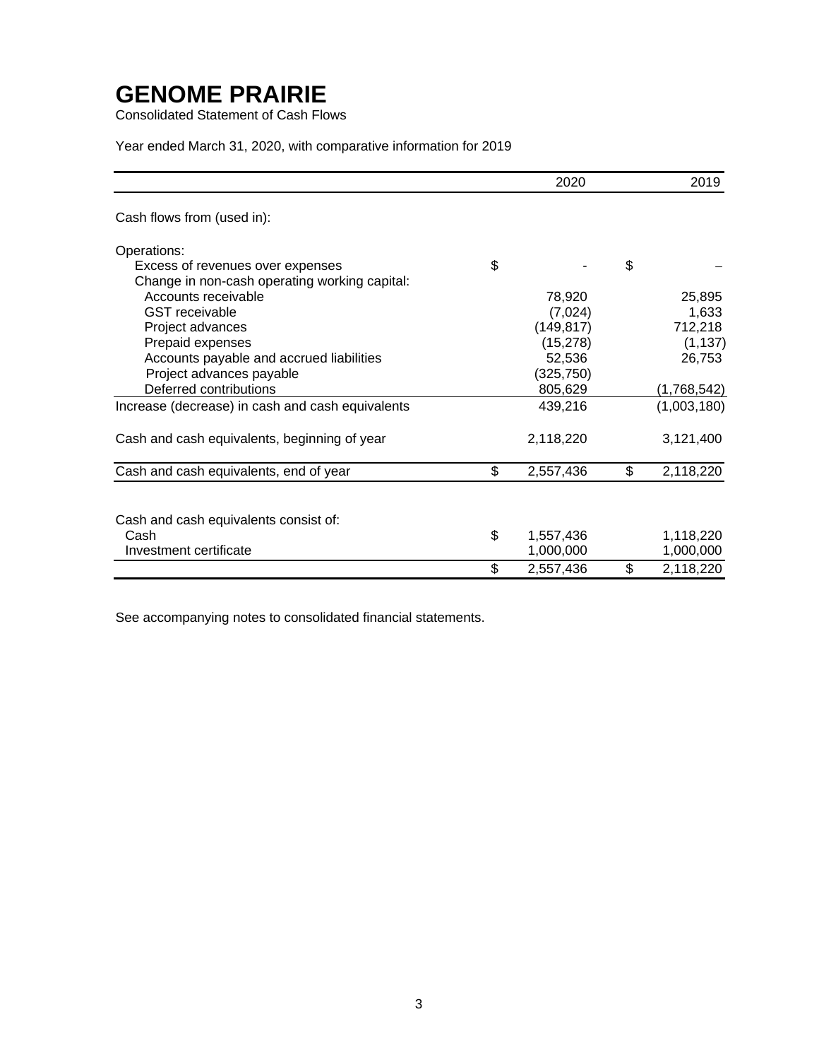# GENOME PRAIRIE

Consolidated Statement of Cash Flows

Year ended March 31, 2020, with comparative information for 2019

| | 2020 | 2019 |
|---|---|---|
| Cash flows from (used in): | | |
| Operations: | | |
| Excess of revenues over expenses | $ - | $ – |
| Change in non-cash operating working capital: | | |
| Accounts receivable | 78,920 | 25,895 |
| GST receivable | (7,024) | 1,633 |
| Project advances | (149,817) | 712,218 |
| Prepaid expenses | (15,278) | (1,137) |
| Accounts payable and accrued liabilities | 52,536 | 26,753 |
| Project advances payable | (325,750) | |
| Deferred contributions | 805,629 | (1,768,542) |
| Increase (decrease) in cash and cash equivalents | 439,216 | (1,003,180) |
| Cash and cash equivalents, beginning of year | 2,118,220 | 3,121,400 |
| Cash and cash equivalents, end of year | $ 2,557,436 | $ 2,118,220 |
| Cash and cash equivalents consist of: | | |
| Cash | $ 1,557,436 | 1,118,220 |
| Investment certificate | 1,000,000 | 1,000,000 |
| | $ 2,557,436 | $ 2,118,220 |

See accompanying notes to consolidated financial statements.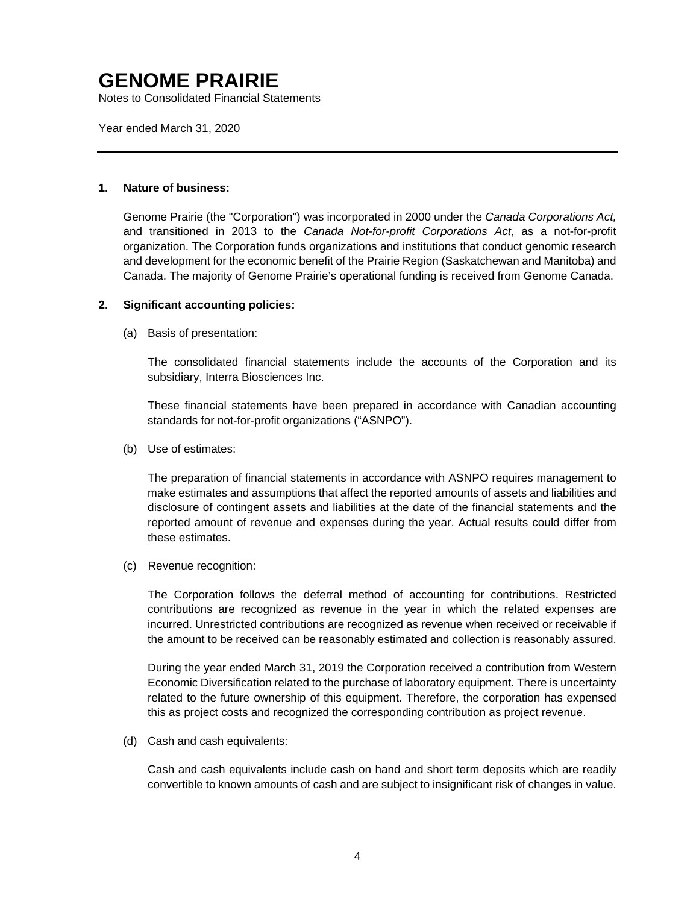# GENOME PRAIRIE

Notes to Consolidated Financial Statements

Year ended March 31, 2020

---

**1. Nature of business:**

Genome Prairie (the "Corporation") was incorporated in 2000 under the *Canada Corporations Act,* and transitioned in 2013 to the *Canada Not-for-profit Corporations Act*, as a not-for-profit organization. The Corporation funds organizations and institutions that conduct genomic research and development for the economic benefit of the Prairie Region (Saskatchewan and Manitoba) and Canada. The majority of Genome Prairie's operational funding is received from Genome Canada.

**2. Significant accounting policies:**

(a) Basis of presentation:

The consolidated financial statements include the accounts of the Corporation and its subsidiary, Interra Biosciences Inc.

These financial statements have been prepared in accordance with Canadian accounting standards for not-for-profit organizations ("ASNPO").

(b) Use of estimates:

The preparation of financial statements in accordance with ASNPO requires management to make estimates and assumptions that affect the reported amounts of assets and liabilities and disclosure of contingent assets and liabilities at the date of the financial statements and the reported amount of revenue and expenses during the year. Actual results could differ from these estimates.

(c) Revenue recognition:

The Corporation follows the deferral method of accounting for contributions. Restricted contributions are recognized as revenue in the year in which the related expenses are incurred. Unrestricted contributions are recognized as revenue when received or receivable if the amount to be received can be reasonably estimated and collection is reasonably assured.

During the year ended March 31, 2019 the Corporation received a contribution from Western Economic Diversification related to the purchase of laboratory equipment. There is uncertainty related to the future ownership of this equipment. Therefore, the corporation has expensed this as project costs and recognized the corresponding contribution as project revenue.

(d) Cash and cash equivalents:

Cash and cash equivalents include cash on hand and short term deposits which are readily convertible to known amounts of cash and are subject to insignificant risk of changes in value.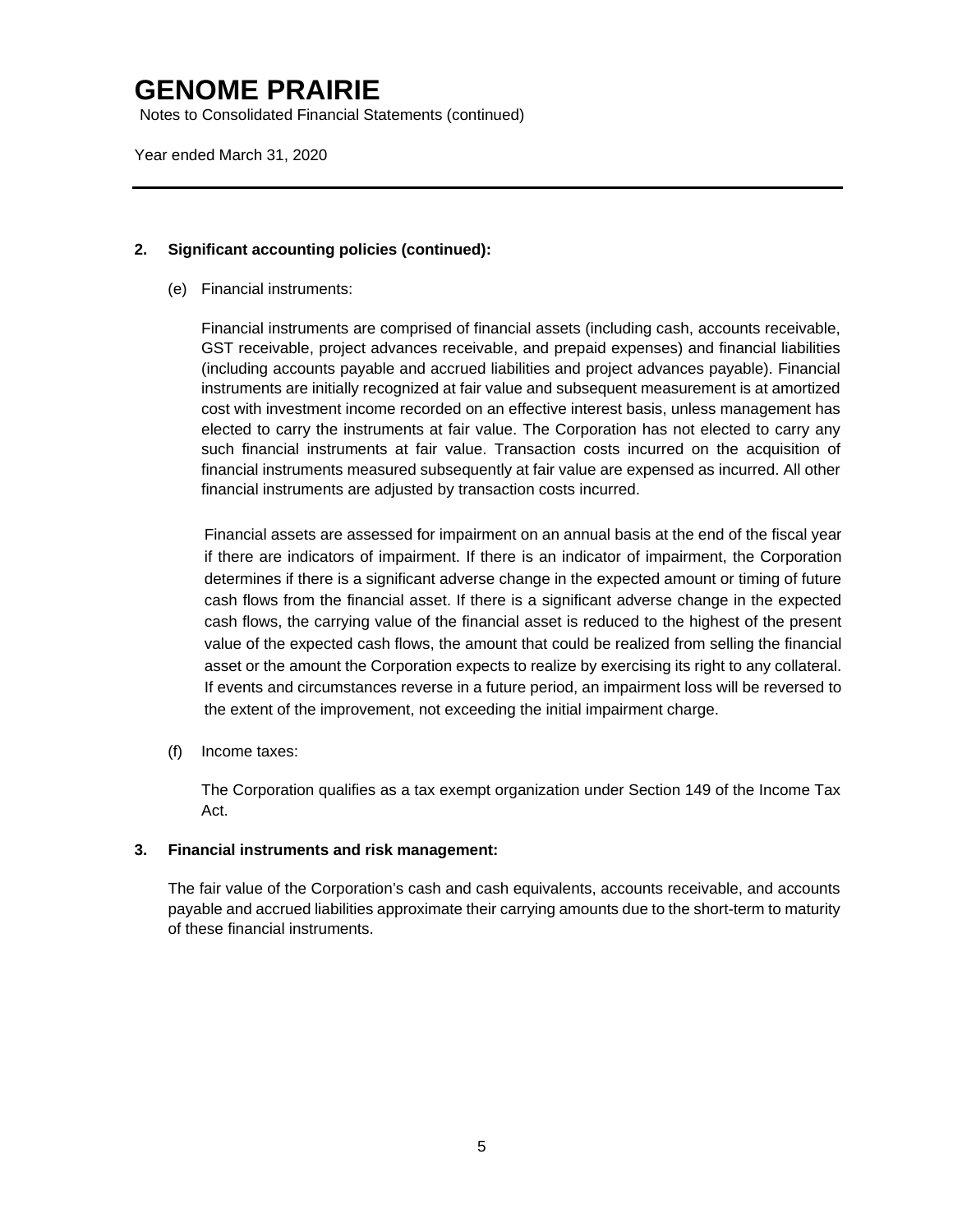## 2. Significant accounting policies (continued):

(e) Financial instruments:

Financial instruments are comprised of financial assets (including cash, accounts receivable, GST receivable, project advances receivable, and prepaid expenses) and financial liabilities (including accounts payable and accrued liabilities and project advances payable). Financial instruments are initially recognized at fair value and subsequent measurement is at amortized cost with investment income recorded on an effective interest basis, unless management has elected to carry the instruments at fair value. The Corporation has not elected to carry any such financial instruments at fair value. Transaction costs incurred on the acquisition of financial instruments measured subsequently at fair value are expensed as incurred. All other financial instruments are adjusted by transaction costs incurred.

Financial assets are assessed for impairment on an annual basis at the end of the fiscal year if there are indicators of impairment. If there is an indicator of impairment, the Corporation determines if there is a significant adverse change in the expected amount or timing of future cash flows from the financial asset. If there is a significant adverse change in the expected cash flows, the carrying value of the financial asset is reduced to the highest of the present value of the expected cash flows, the amount that could be realized from selling the financial asset or the amount the Corporation expects to realize by exercising its right to any collateral. If events and circumstances reverse in a future period, an impairment loss will be reversed to the extent of the improvement, not exceeding the initial impairment charge.

(f) Income taxes:

The Corporation qualifies as a tax exempt organization under Section 149 of the Income Tax Act.

## 3. Financial instruments and risk management:

The fair value of the Corporation's cash and cash equivalents, accounts receivable, and accounts payable and accrued liabilities approximate their carrying amounts due to the short-term to maturity of these financial instruments.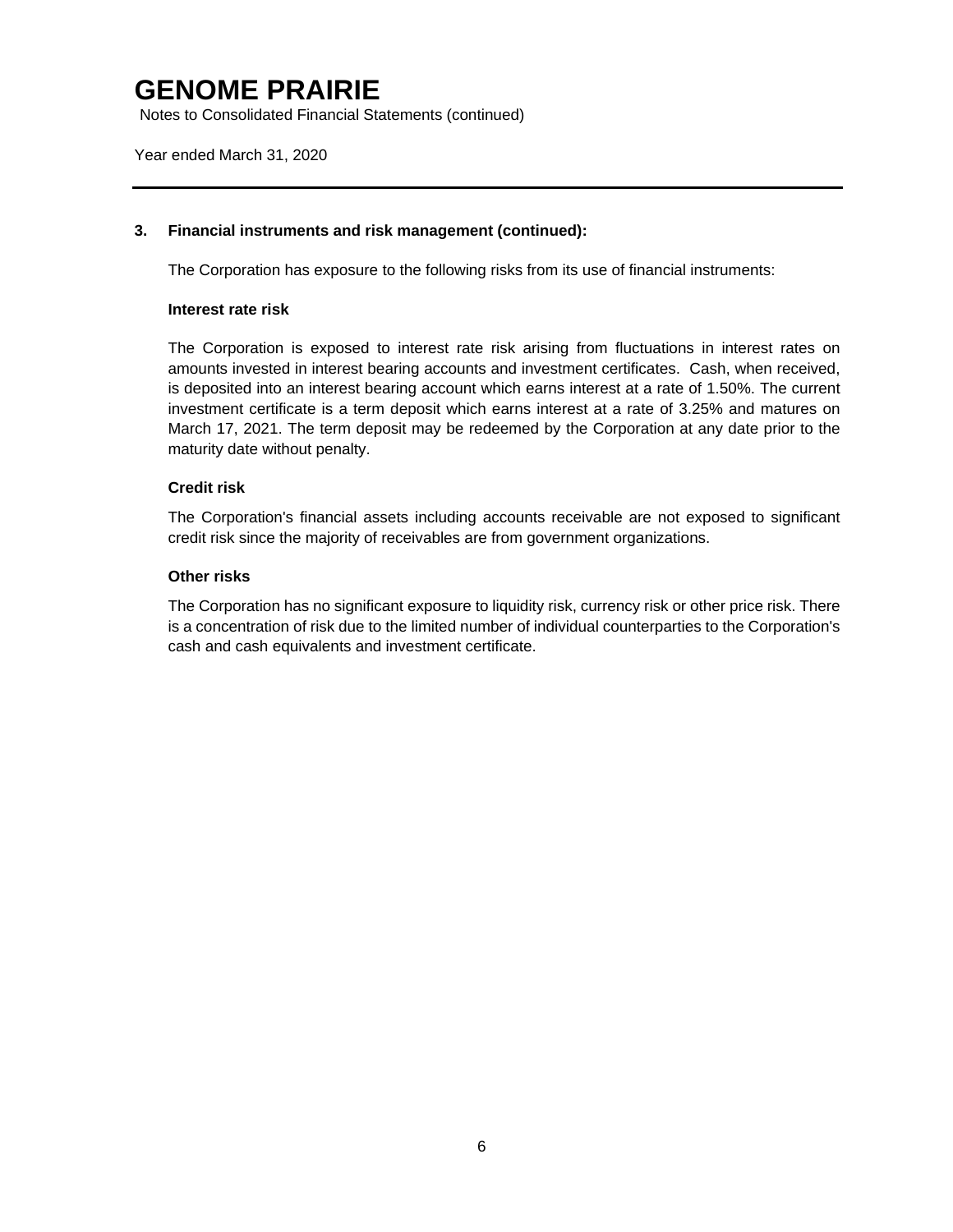# GENOME PRAIRIE

Notes to Consolidated Financial Statements (continued)

Year ended March 31, 2020

### 3. Financial instruments and risk management (continued):

The Corporation has exposure to the following risks from its use of financial instruments:

**Interest rate risk**

The Corporation is exposed to interest rate risk arising from fluctuations in interest rates on amounts invested in interest bearing accounts and investment certificates. Cash, when received, is deposited into an interest bearing account which earns interest at a rate of 1.50%. The current investment certificate is a term deposit which earns interest at a rate of 3.25% and matures on March 17, 2021. The term deposit may be redeemed by the Corporation at any date prior to the maturity date without penalty.

**Credit risk**

The Corporation's financial assets including accounts receivable are not exposed to significant credit risk since the majority of receivables are from government organizations.

**Other risks**

The Corporation has no significant exposure to liquidity risk, currency risk or other price risk. There is a concentration of risk due to the limited number of individual counterparties to the Corporation's cash and cash equivalents and investment certificate.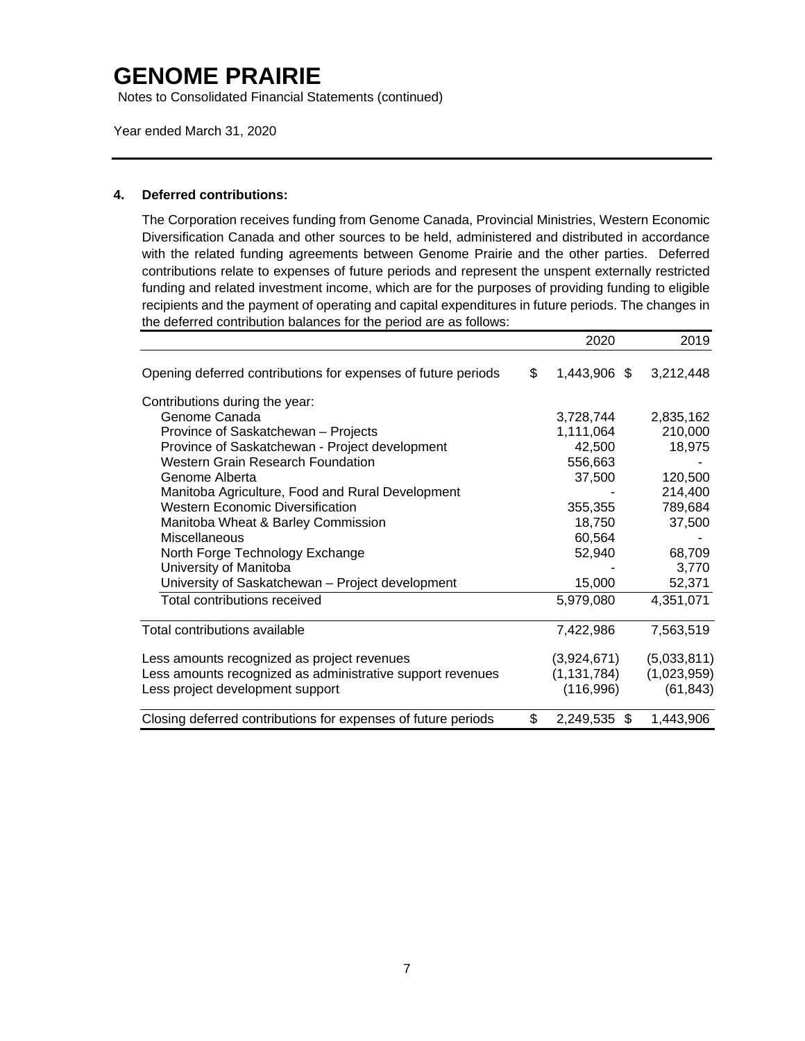# GENOME PRAIRIE

Notes to Consolidated Financial Statements (continued)

Year ended March 31, 2020

## 4. Deferred contributions:

The Corporation receives funding from Genome Canada, Provincial Ministries, Western Economic Diversification Canada and other sources to be held, administered and distributed in accordance with the related funding agreements between Genome Prairie and the other parties. Deferred contributions relate to expenses of future periods and represent the unspent externally restricted funding and related investment income, which are for the purposes of providing funding to eligible recipients and the payment of operating and capital expenditures in future periods. The changes in the deferred contribution balances for the period are as follows:

| | 2020 | 2019 |
|---|---|---|
| Opening deferred contributions for expenses of future periods | $ 1,443,906 | $ 3,212,448 |
| Contributions during the year: | | |
| Genome Canada | 3,728,744 | 2,835,162 |
| Province of Saskatchewan – Projects | 1,111,064 | 210,000 |
| Province of Saskatchewan - Project development | 42,500 | 18,975 |
| Western Grain Research Foundation | 556,663 | - |
| Genome Alberta | 37,500 | 120,500 |
| Manitoba Agriculture, Food and Rural Development | - | 214,400 |
| Western Economic Diversification | 355,355 | 789,684 |
| Manitoba Wheat & Barley Commission | 18,750 | 37,500 |
| Miscellaneous | 60,564 | - |
| North Forge Technology Exchange | 52,940 | 68,709 |
| University of Manitoba | - | 3,770 |
| University of Saskatchewan – Project development | 15,000 | 52,371 |
| Total contributions received | 5,979,080 | 4,351,071 |
| Total contributions available | 7,422,986 | 7,563,519 |
| Less amounts recognized as project revenues | (3,924,671) | (5,033,811) |
| Less amounts recognized as administrative support revenues | (1,131,784) | (1,023,959) |
| Less project development support | (116,996) | (61,843) |
| Closing deferred contributions for expenses of future periods | $ 2,249,535 | $ 1,443,906 |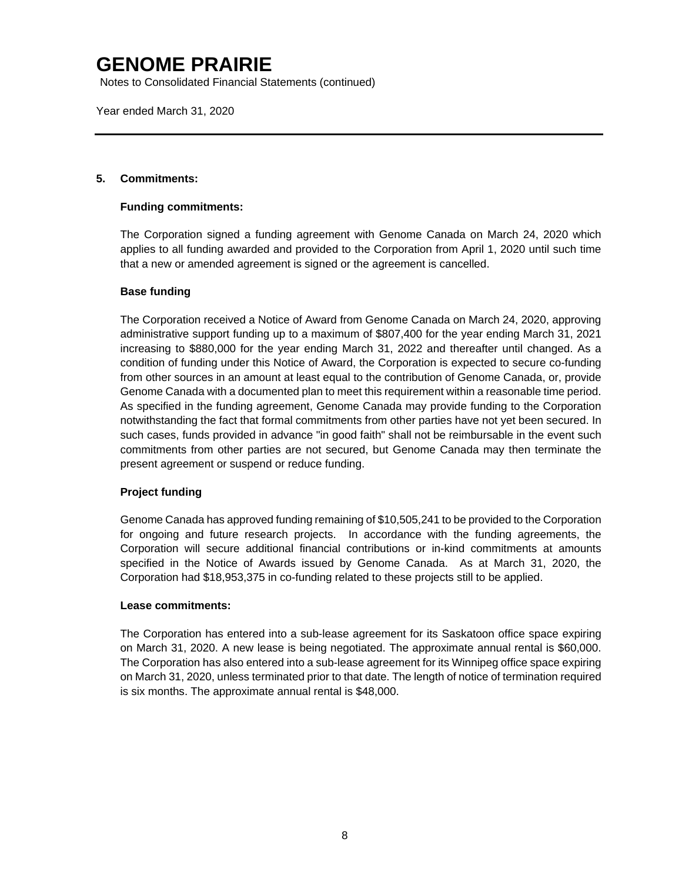# GENOME PRAIRIE

Notes to Consolidated Financial Statements (continued)

Year ended March 31, 2020

## 5. Commitments:

### Funding commitments:

The Corporation signed a funding agreement with Genome Canada on March 24, 2020 which applies to all funding awarded and provided to the Corporation from April 1, 2020 until such time that a new or amended agreement is signed or the agreement is cancelled.

### Base funding

The Corporation received a Notice of Award from Genome Canada on March 24, 2020, approving administrative support funding up to a maximum of $807,400 for the year ending March 31, 2021 increasing to $880,000 for the year ending March 31, 2022 and thereafter until changed. As a condition of funding under this Notice of Award, the Corporation is expected to secure co-funding from other sources in an amount at least equal to the contribution of Genome Canada, or, provide Genome Canada with a documented plan to meet this requirement within a reasonable time period. As specified in the funding agreement, Genome Canada may provide funding to the Corporation notwithstanding the fact that formal commitments from other parties have not yet been secured. In such cases, funds provided in advance "in good faith" shall not be reimbursable in the event such commitments from other parties are not secured, but Genome Canada may then terminate the present agreement or suspend or reduce funding.

### Project funding

Genome Canada has approved funding remaining of $10,505,241 to be provided to the Corporation for ongoing and future research projects. In accordance with the funding agreements, the Corporation will secure additional financial contributions or in-kind commitments at amounts specified in the Notice of Awards issued by Genome Canada. As at March 31, 2020, the Corporation had $18,953,375 in co-funding related to these projects still to be applied.

### Lease commitments:

The Corporation has entered into a sub-lease agreement for its Saskatoon office space expiring on March 31, 2020. A new lease is being negotiated. The approximate annual rental is $60,000. The Corporation has also entered into a sub-lease agreement for its Winnipeg office space expiring on March 31, 2020, unless terminated prior to that date. The length of notice of termination required is six months. The approximate annual rental is $48,000.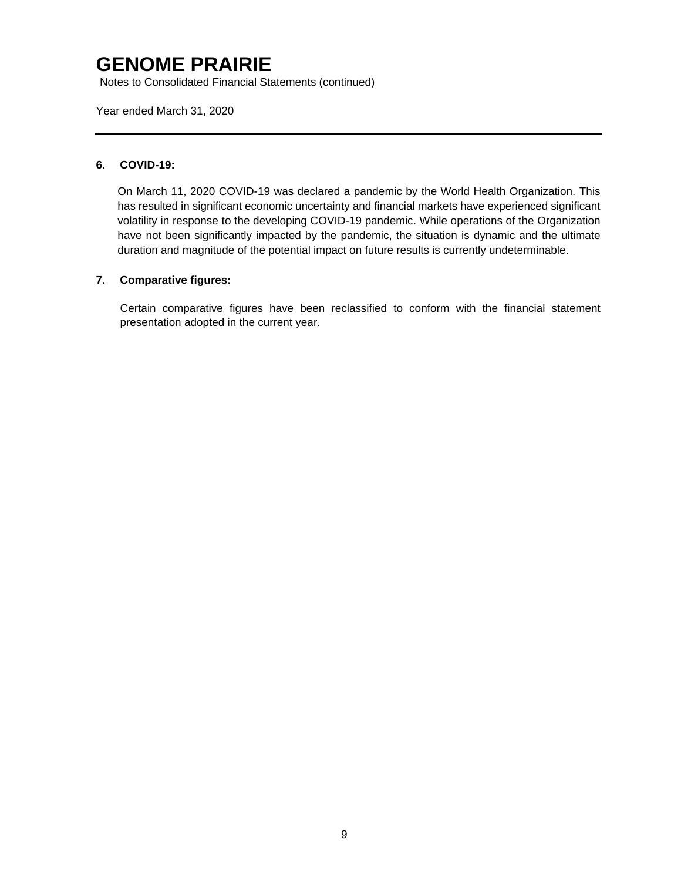# GENOME PRAIRIE

Notes to Consolidated Financial Statements (continued)

Year ended March 31, 2020

---

**6. COVID-19:**

On March 11, 2020 COVID-19 was declared a pandemic by the World Health Organization. This has resulted in significant economic uncertainty and financial markets have experienced significant volatility in response to the developing COVID-19 pandemic. While operations of the Organization have not been significantly impacted by the pandemic, the situation is dynamic and the ultimate duration and magnitude of the potential impact on future results is currently undeterminable.

**7. Comparative figures:**

Certain comparative figures have been reclassified to conform with the financial statement presentation adopted in the current year.